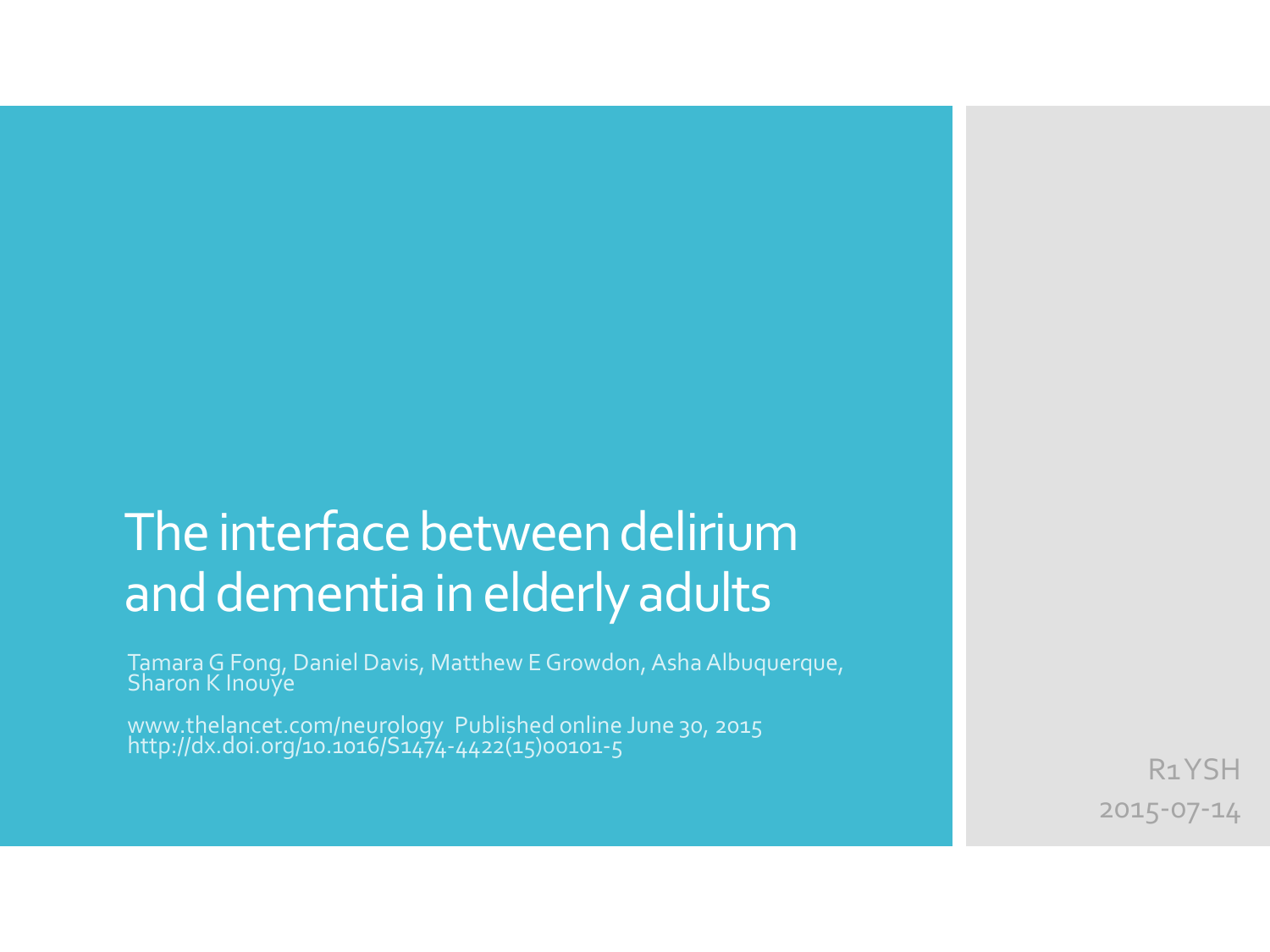# The interface between delirium and dementia in elderly adults

Tamara G Fong, Daniel Davis, Matthew E Growdon, Asha Albuquerque, Sharon K Inouye

www.thelancet.com/neurology Published online June 30, 2015
http://dx.doi.org/10.1016/S1474-4422(15)00101-5

R1 YSH

2015-07-14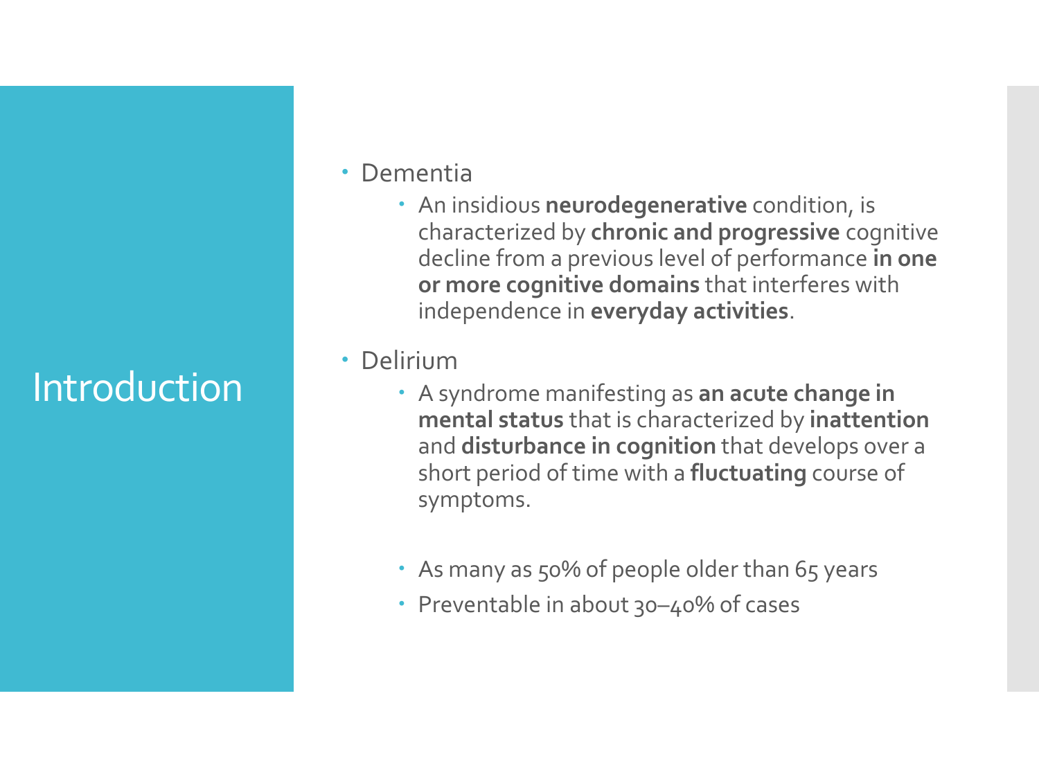# Introduction

- Dementia
  - An insidious **neurodegenerative** condition, is characterized by **chronic and progressive** cognitive decline from a previous level of performance **in one or more cognitive domains** that interferes with independence in **everyday activities**.
- Delirium
  - A syndrome manifesting as **an acute change in mental status** that is characterized by **inattention** and **disturbance in cognition** that develops over a short period of time with a **fluctuating** course of symptoms.
  - As many as 50% of people older than 65 years
  - Preventable in about 30–40% of cases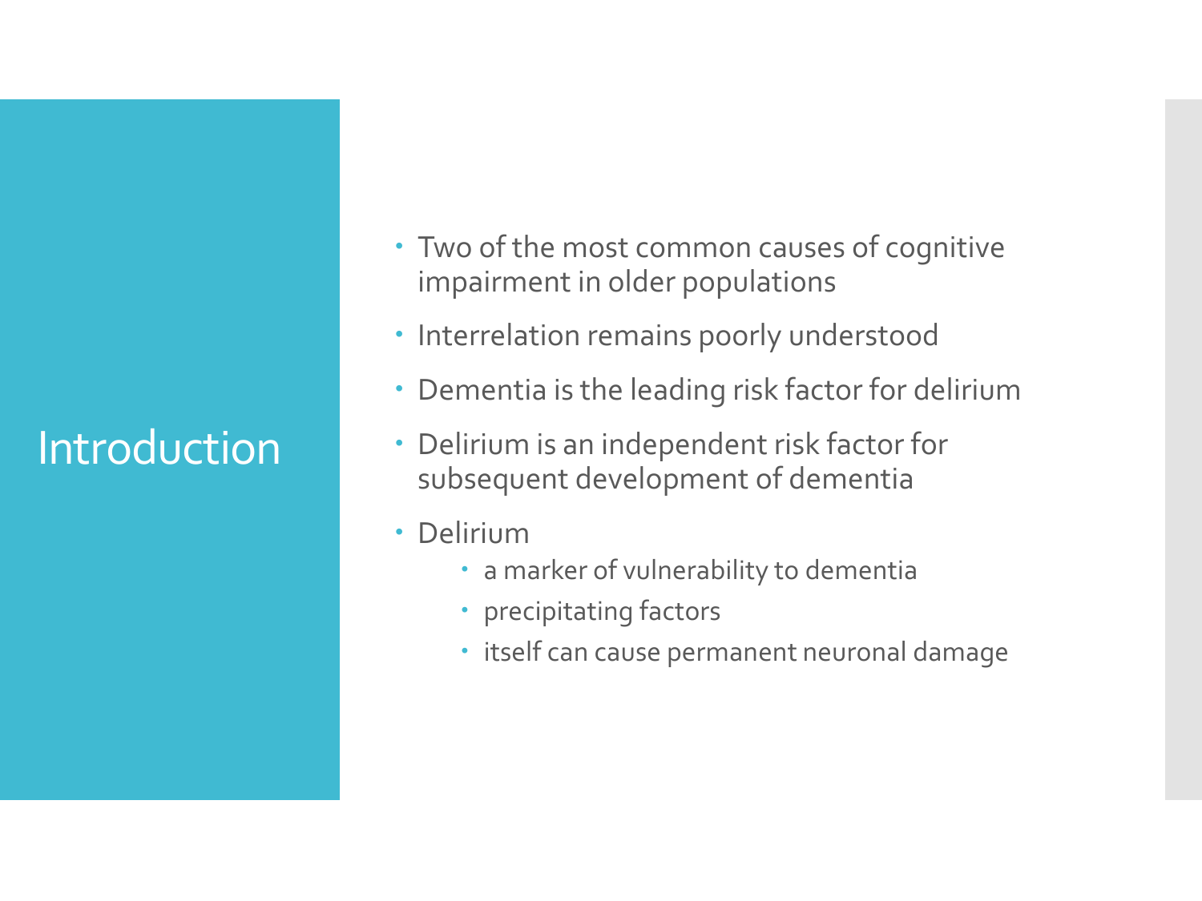# Introduction

- Two of the most common causes of cognitive impairment in older populations
- Interrelation remains poorly understood
- Dementia is the leading risk factor for delirium
- Delirium is an independent risk factor for subsequent development of dementia
- Delirium
  - a marker of vulnerability to dementia
  - precipitating factors
  - itself can cause permanent neuronal damage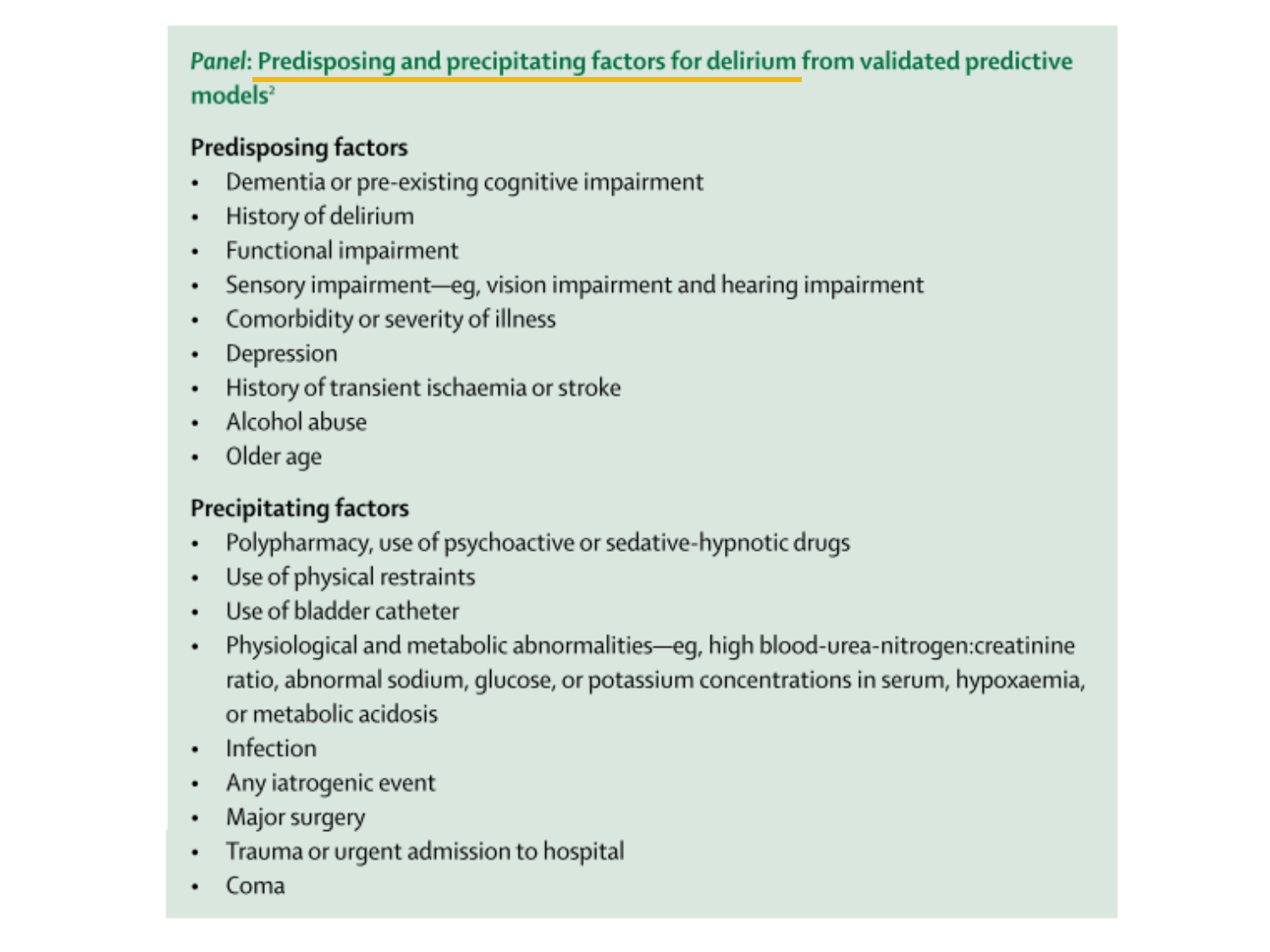## *Panel*: Predisposing and precipitating factors for delirium from validated predictive models[2]

### Predisposing factors

- Dementia or pre-existing cognitive impairment
- History of delirium
- Functional impairment
- Sensory impairment—eg, vision impairment and hearing impairment
- Comorbidity or severity of illness
- Depression
- History of transient ischaemia or stroke
- Alcohol abuse
- Older age

### Precipitating factors

- Polypharmacy, use of psychoactive or sedative-hypnotic drugs
- Use of physical restraints
- Use of bladder catheter
- Physiological and metabolic abnormalities—eg, high blood-urea-nitrogen:creatinine ratio, abnormal sodium, glucose, or potassium concentrations in serum, hypoxaemia, or metabolic acidosis
- Infection
- Any iatrogenic event
- Major surgery
- Trauma or urgent admission to hospital
- Coma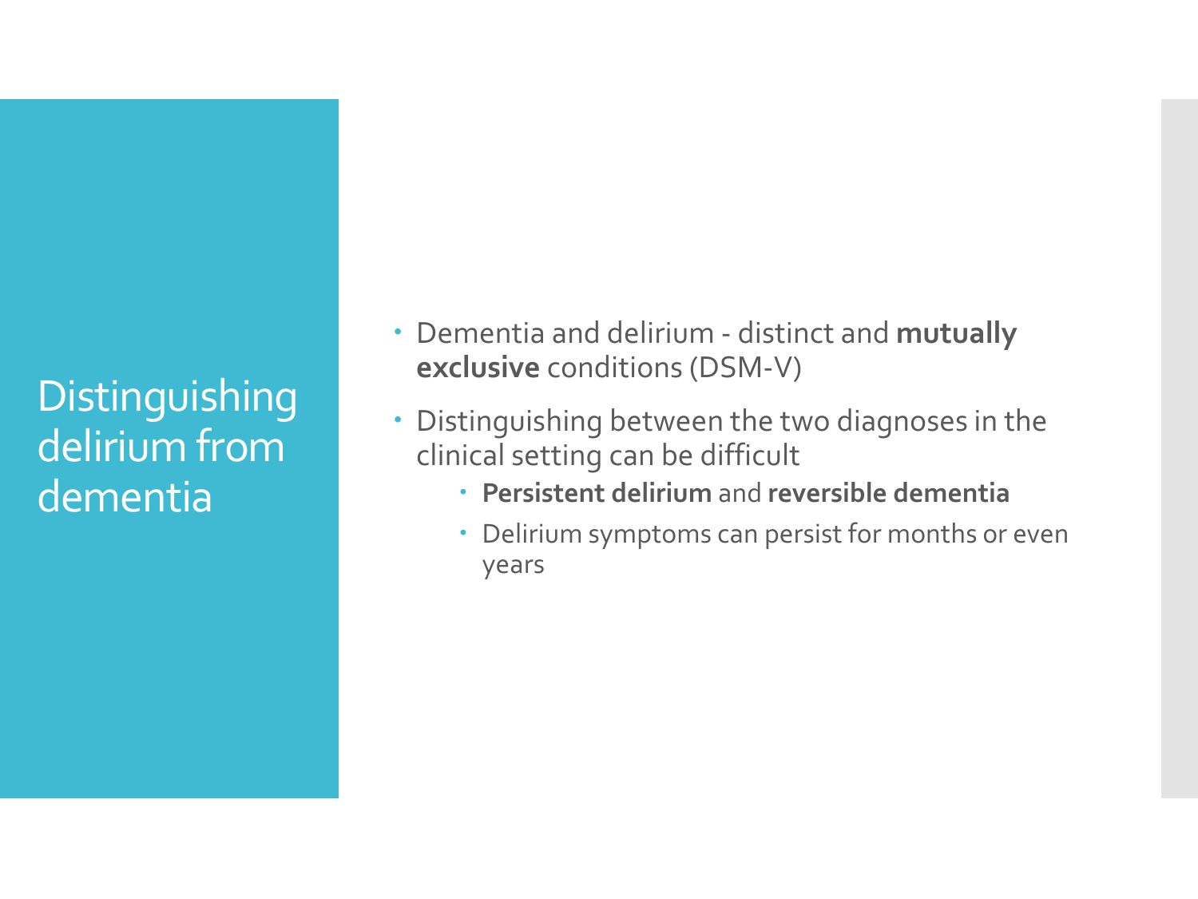# Distinguishing delirium from dementia

- Dementia and delirium - distinct and **mutually exclusive** conditions (DSM-V)
- Distinguishing between the two diagnoses in the clinical setting can be difficult
  - **Persistent delirium** and **reversible dementia**
  - Delirium symptoms can persist for months or even years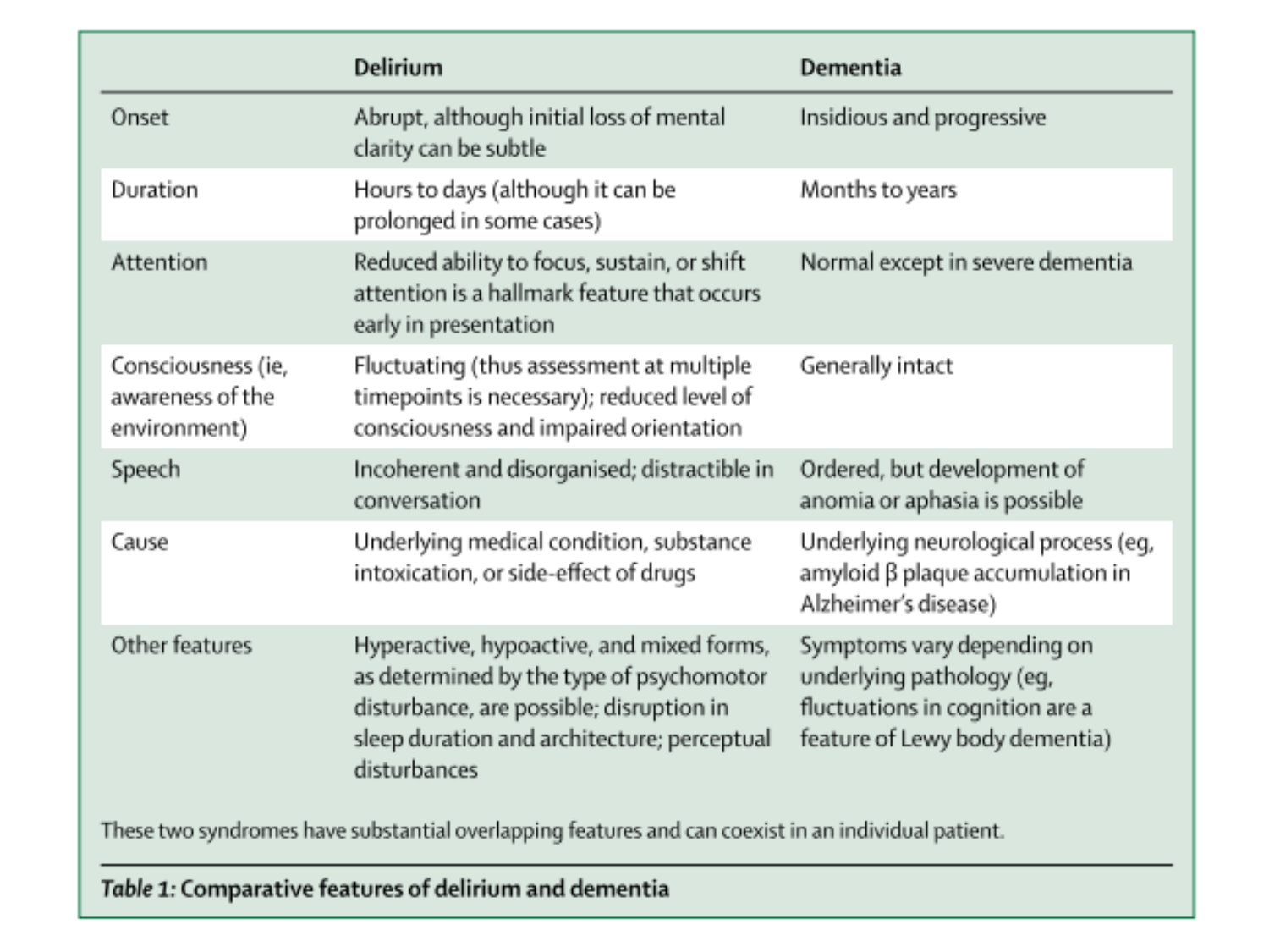| | Delirium | Dementia |
|---|---|---|
| Onset | Abrupt, although initial loss of mental clarity can be subtle | Insidious and progressive |
| Duration | Hours to days (although it can be prolonged in some cases) | Months to years |
| Attention | Reduced ability to focus, sustain, or shift attention is a hallmark feature that occurs early in presentation | Normal except in severe dementia |
| Consciousness (ie, awareness of the environment) | Fluctuating (thus assessment at multiple timepoints is necessary); reduced level of consciousness and impaired orientation | Generally intact |
| Speech | Incoherent and disorganised; distractible in conversation | Ordered, but development of anomia or aphasia is possible |
| Cause | Underlying medical condition, substance intoxication, or side-effect of drugs | Underlying neurological process (eg, amyloid β plaque accumulation in Alzheimer's disease) |
| Other features | Hyperactive, hypoactive, and mixed forms, as determined by the type of psychomotor disturbance, are possible; disruption in sleep duration and architecture; perceptual disturbances | Symptoms vary depending on underlying pathology (eg, fluctuations in cognition are a feature of Lewy body dementia) |

These two syndromes have substantial overlapping features and can coexist in an individual patient.

***Table 1:* Comparative features of delirium and dementia**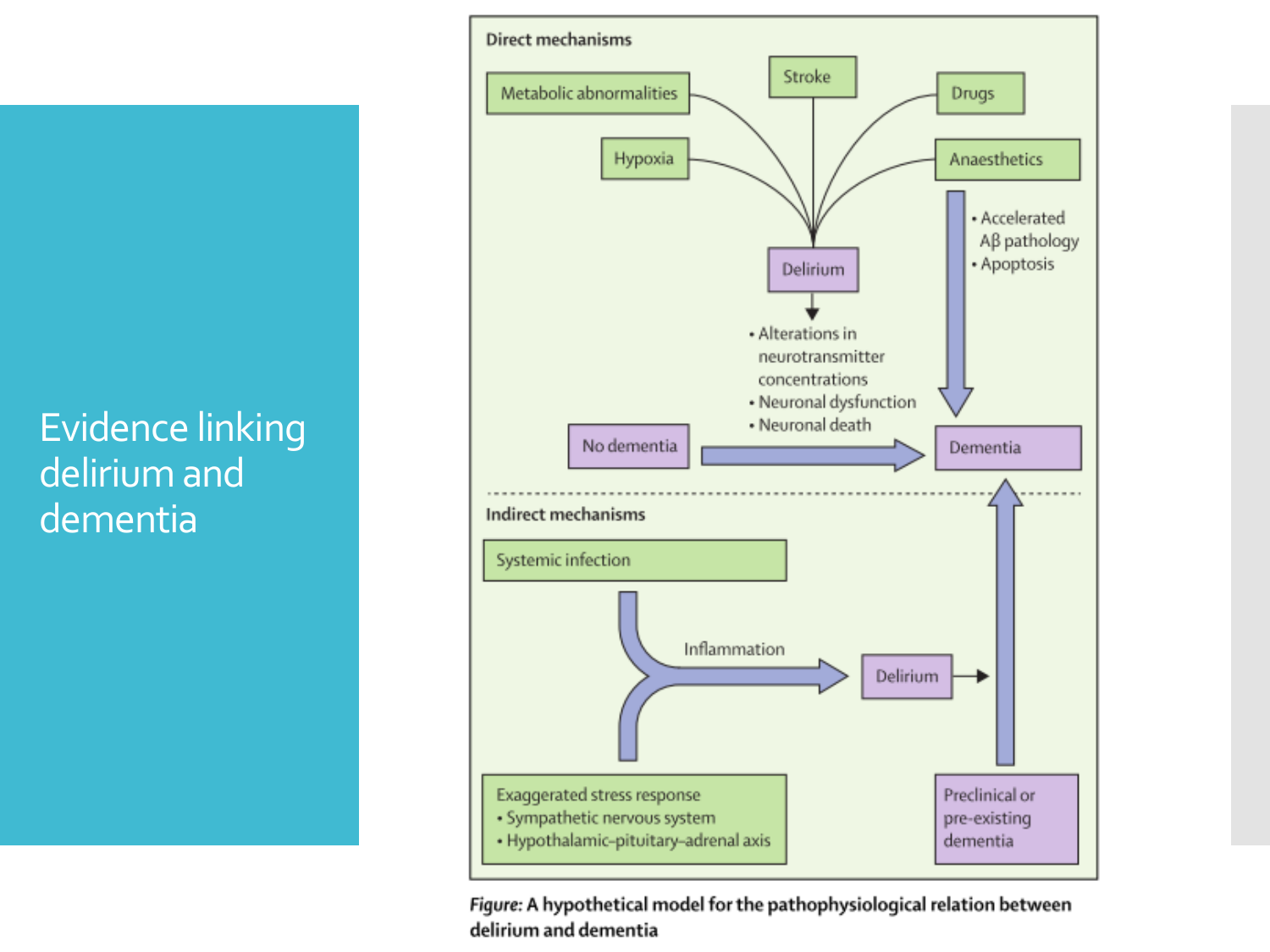# Evidence linking delirium and dementia

**Direct mechanisms**

- Metabolic abnormalities
- Hypoxia
- Stroke
- Drugs
- Anaesthetics

Metabolic abnormalities, Hypoxia, Stroke, Drugs, Anaesthetics → Delirium

Delirium →
- Alterations in neurotransmitter concentrations
- Neuronal dysfunction
- Neuronal death

No dementia → Dementia

Anaesthetics → Dementia:
- Accelerated Aβ pathology
- Apoptosis

**Indirect mechanisms**

- Systemic infection
- Exaggerated stress response
  - Sympathetic nervous system
  - Hypothalamic–pituitary–adrenal axis

Systemic infection + Exaggerated stress response → Inflammation → Delirium → Preclinical or pre-existing dementia → Dementia

*Figure:* **A hypothetical model for the pathophysiological relation between delirium and dementia**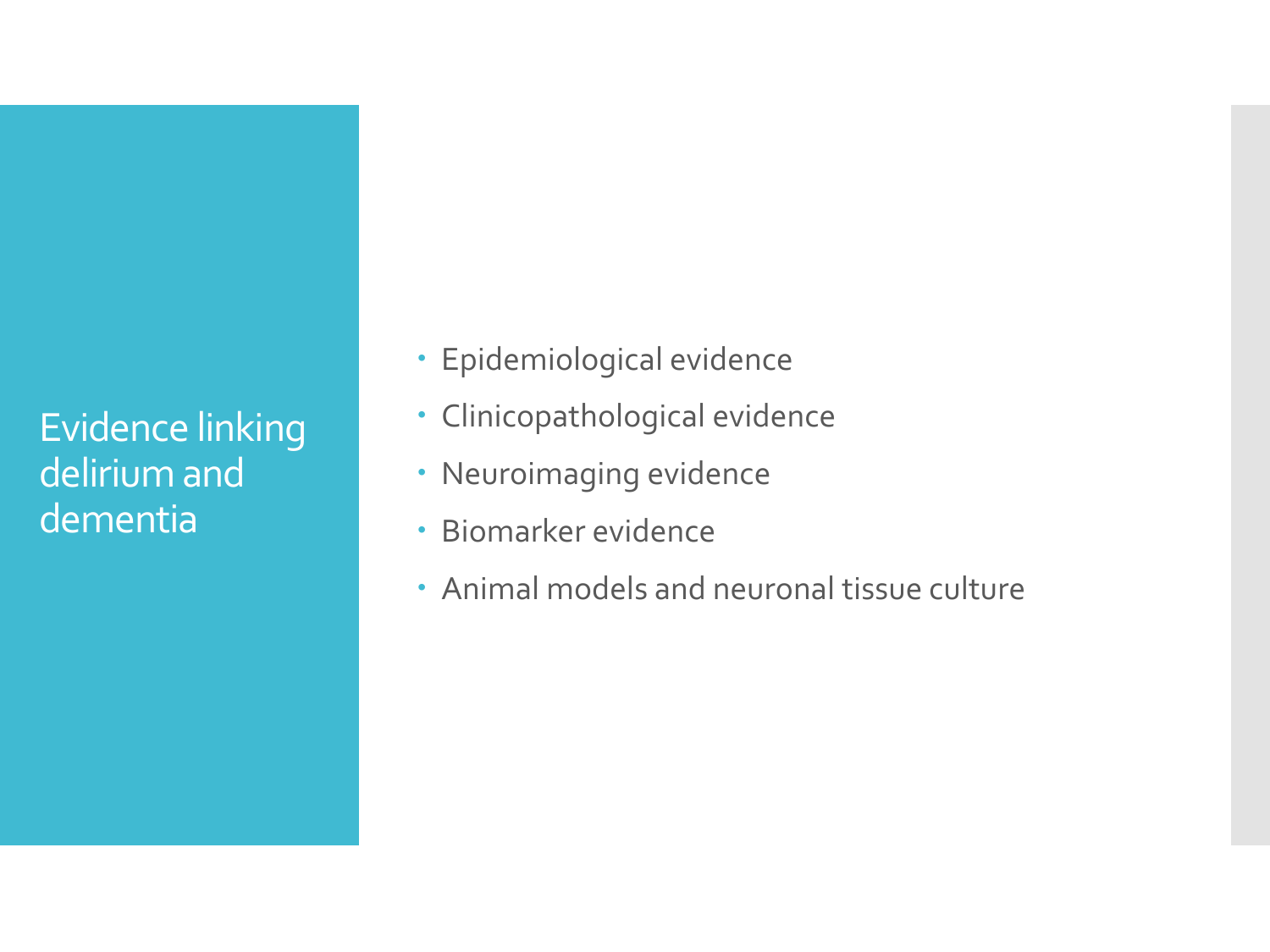# Evidence linking delirium and dementia

- Epidemiological evidence
- Clinicopathological evidence
- Neuroimaging evidence
- Biomarker evidence
- Animal models and neuronal tissue culture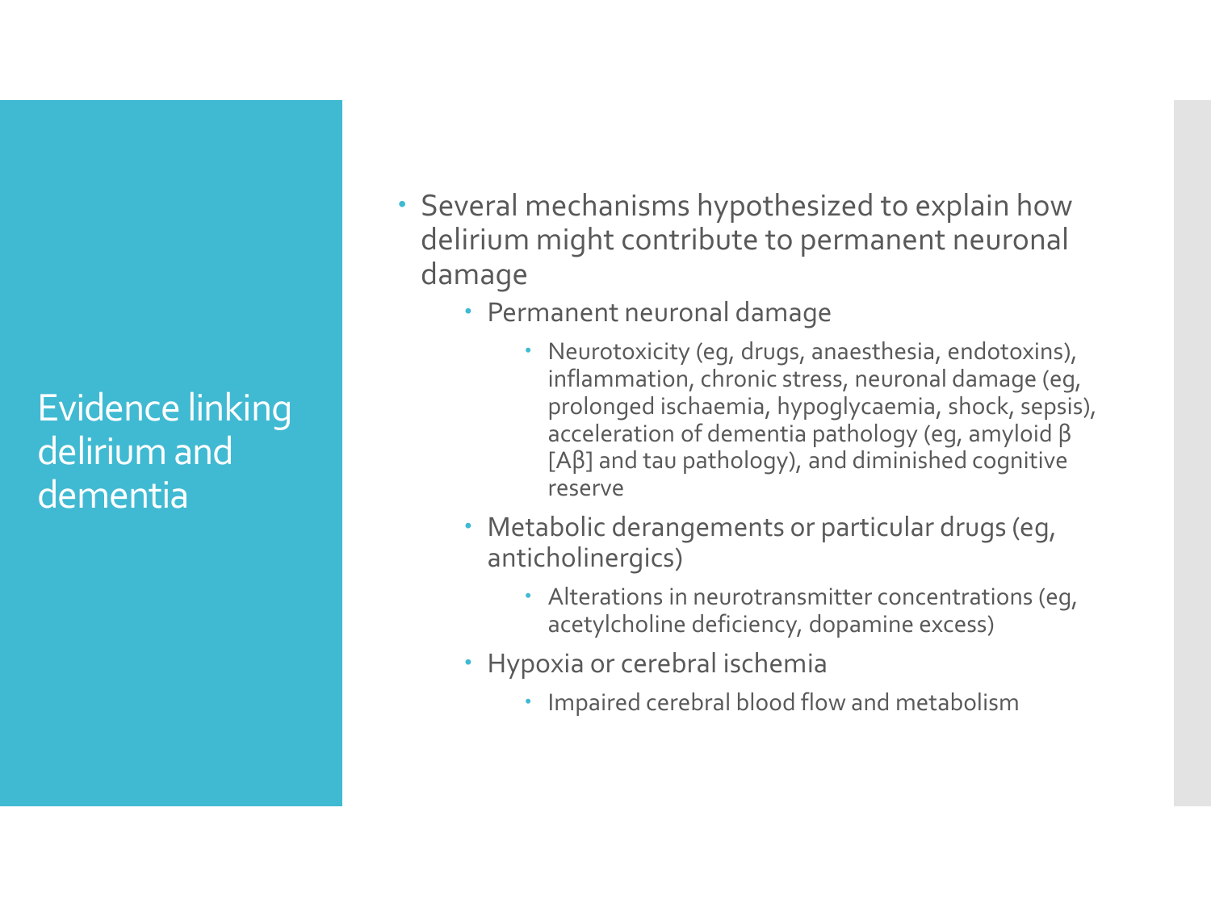# Evidence linking delirium and dementia

- Several mechanisms hypothesized to explain how delirium might contribute to permanent neuronal damage
  - Permanent neuronal damage
    - Neurotoxicity (eg, drugs, anaesthesia, endotoxins), inflammation, chronic stress, neuronal damage (eg, prolonged ischaemia, hypoglycaemia, shock, sepsis), acceleration of dementia pathology (eg, amyloid β [Aβ] and tau pathology), and diminished cognitive reserve
  - Metabolic derangements or particular drugs (eg, anticholinergics)
    - Alterations in neurotransmitter concentrations (eg, acetylcholine deficiency, dopamine excess)
  - Hypoxia or cerebral ischemia
    - Impaired cerebral blood flow and metabolism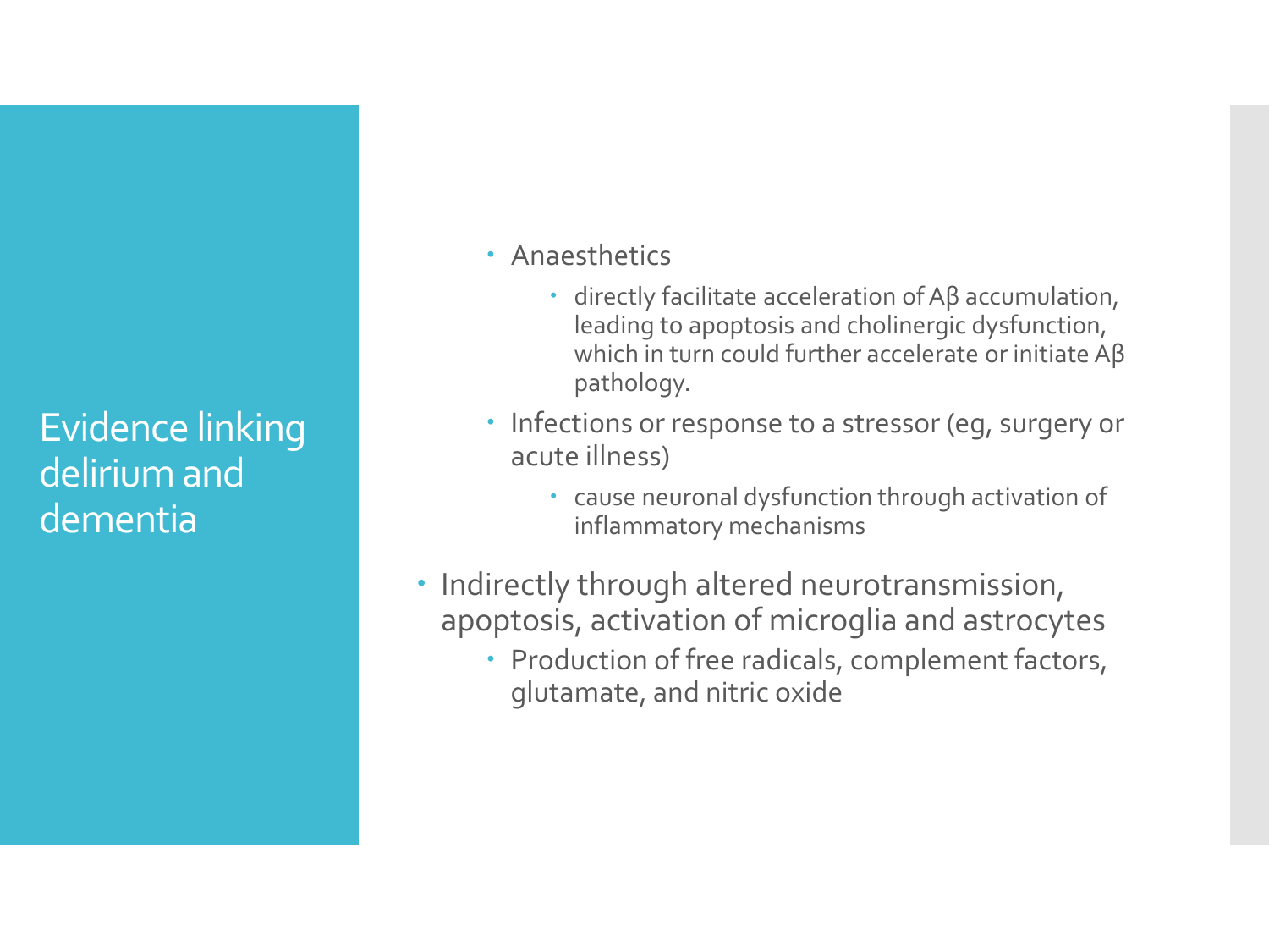# Evidence linking delirium and dementia

- Anaesthetics
  - directly facilitate acceleration of Aβ accumulation, leading to apoptosis and cholinergic dysfunction, which in turn could further accelerate or initiate Aβ pathology.
- Infections or response to a stressor (eg, surgery or acute illness)
  - cause neuronal dysfunction through activation of inflammatory mechanisms

- Indirectly through altered neurotransmission, apoptosis, activation of microglia and astrocytes
  - Production of free radicals, complement factors, glutamate, and nitric oxide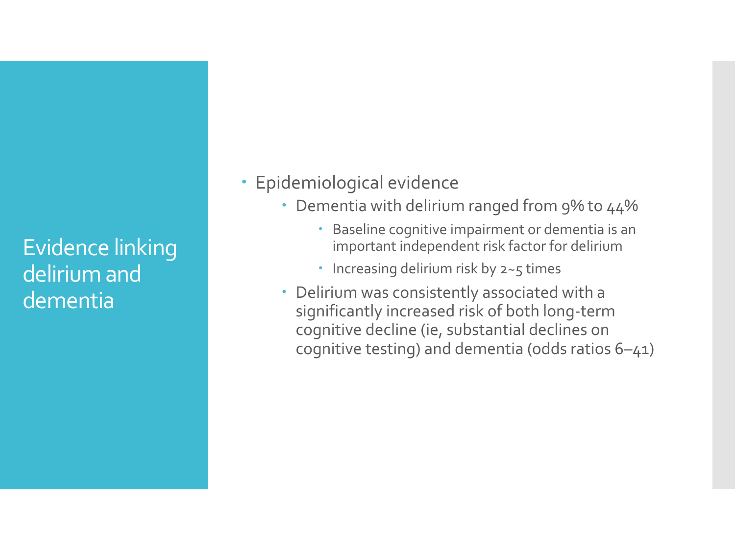# Evidence linking delirium and dementia

- Epidemiological evidence
  - Dementia with delirium ranged from 9% to 44%
    - Baseline cognitive impairment or dementia is an important independent risk factor for delirium
    - Increasing delirium risk by 2~5 times
  - Delirium was consistently associated with a significantly increased risk of both long-term cognitive decline (ie, substantial declines on cognitive testing) and dementia (odds ratios 6–41)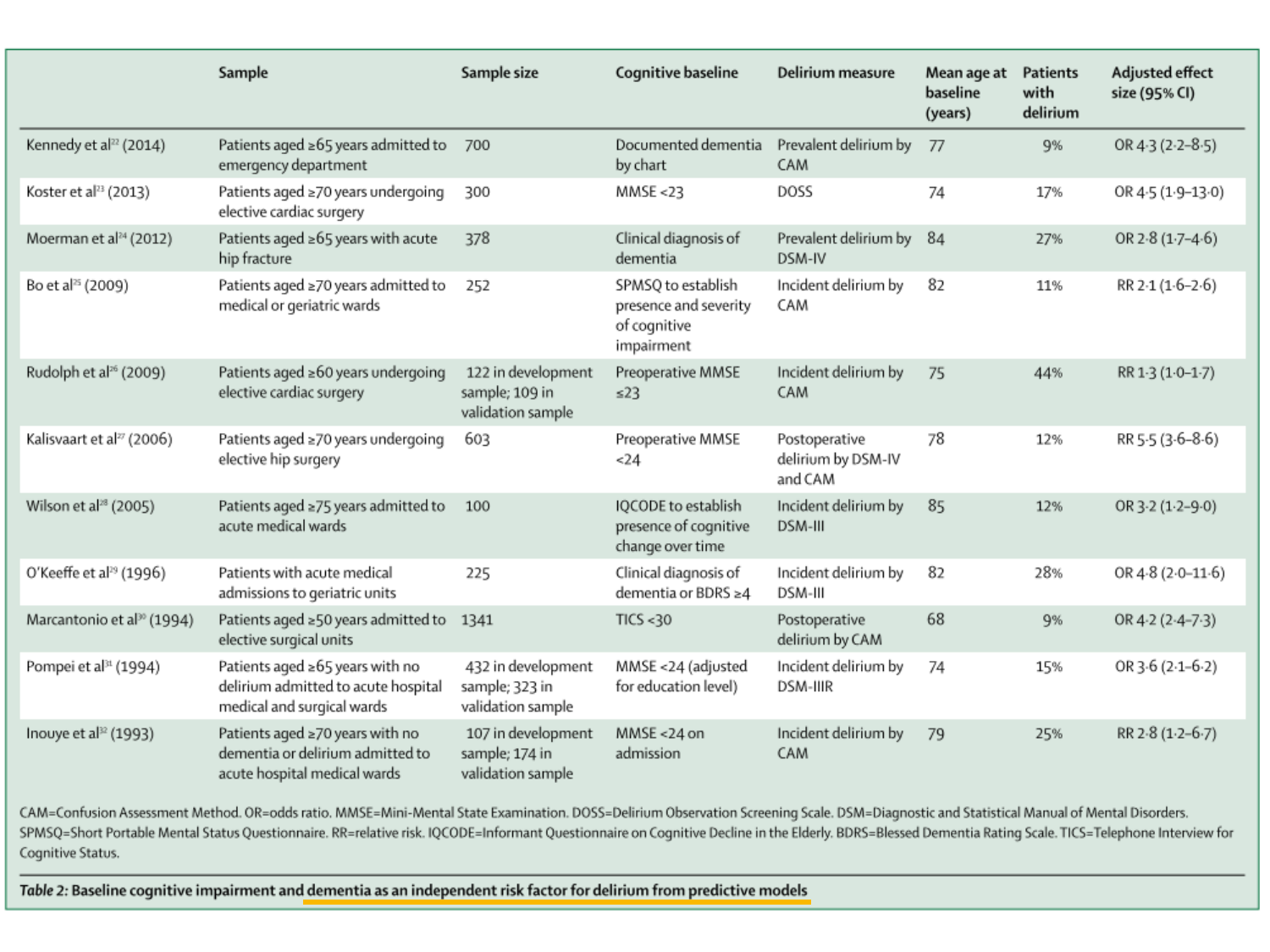| | Sample | Sample size | Cognitive baseline | Delirium measure | Mean age at baseline (years) | Patients with delirium | Adjusted effect size (95% CI) |
|---|---|---|---|---|---|---|---|
| Kennedy et al[22] (2014) | Patients aged ≥65 years admitted to emergency department | 700 | Documented dementia by chart | Prevalent delirium by CAM | 77 | 9% | OR 4·3 (2·2–8·5) |
| Koster et al[23] (2013) | Patients aged ≥70 years undergoing elective cardiac surgery | 300 | MMSE <23 | DOSS | 74 | 17% | OR 4·5 (1·9–13·0) |
| Moerman et al[24] (2012) | Patients aged ≥65 years with acute hip fracture | 378 | Clinical diagnosis of dementia | Prevalent delirium by DSM-IV | 84 | 27% | OR 2·8 (1·7–4·6) |
| Bo et al[25] (2009) | Patients aged ≥70 years admitted to medical or geriatric wards | 252 | SPMSQ to establish presence and severity of cognitive impairment | Incident delirium by CAM | 82 | 11% | RR 2·1 (1·6–2·6) |
| Rudolph et al[26] (2009) | Patients aged ≥60 years undergoing elective cardiac surgery | 122 in development sample; 109 in validation sample | Preoperative MMSE ≤23 | Incident delirium by CAM | 75 | 44% | RR 1·3 (1·0–1·7) |
| Kalisvaart et al[27] (2006) | Patients aged ≥70 years undergoing elective hip surgery | 603 | Preoperative MMSE <24 | Postoperative delirium by DSM-IV and CAM | 78 | 12% | RR 5·5 (3·6–8·6) |
| Wilson et al[28] (2005) | Patients aged ≥75 years admitted to acute medical wards | 100 | IQCODE to establish presence of cognitive change over time | Incident delirium by DSM-III | 85 | 12% | OR 3·2 (1·2–9·0) |
| O'Keeffe et al[29] (1996) | Patients with acute medical admissions to geriatric units | 225 | Clinical diagnosis of dementia or BDRS ≥4 | Incident delirium by DSM-III | 82 | 28% | OR 4·8 (2·0–11·6) |
| Marcantonio et al[30] (1994) | Patients aged ≥50 years admitted to elective surgical units | 1341 | TICS <30 | Postoperative delirium by CAM | 68 | 9% | OR 4·2 (2·4–7·3) |
| Pompei et al[31] (1994) | Patients aged ≥65 years with no delirium admitted to acute hospital medical and surgical wards | 432 in development sample; 323 in validation sample | MMSE <24 (adjusted for education level) | Incident delirium by DSM-IIIR | 74 | 15% | OR 3·6 (2·1–6·2) |
| Inouye et al[32] (1993) | Patients aged ≥70 years with no dementia or delirium admitted to acute hospital medical wards | 107 in development sample; 174 in validation sample | MMSE <24 on admission | Incident delirium by CAM | 79 | 25% | RR 2·8 (1·2–6·7) |

CAM=Confusion Assessment Method. OR=odds ratio. MMSE=Mini-Mental State Examination. DOSS=Delirium Observation Screening Scale. DSM=Diagnostic and Statistical Manual of Mental Disorders. SPMSQ=Short Portable Mental Status Questionnaire. RR=relative risk. IQCODE=Informant Questionnaire on Cognitive Decline in the Elderly. BDRS=Blessed Dementia Rating Scale. TICS=Telephone Interview for Cognitive Status.

***Table 2:*** **Baseline cognitive impairment and dementia as an independent risk factor for delirium from predictive models**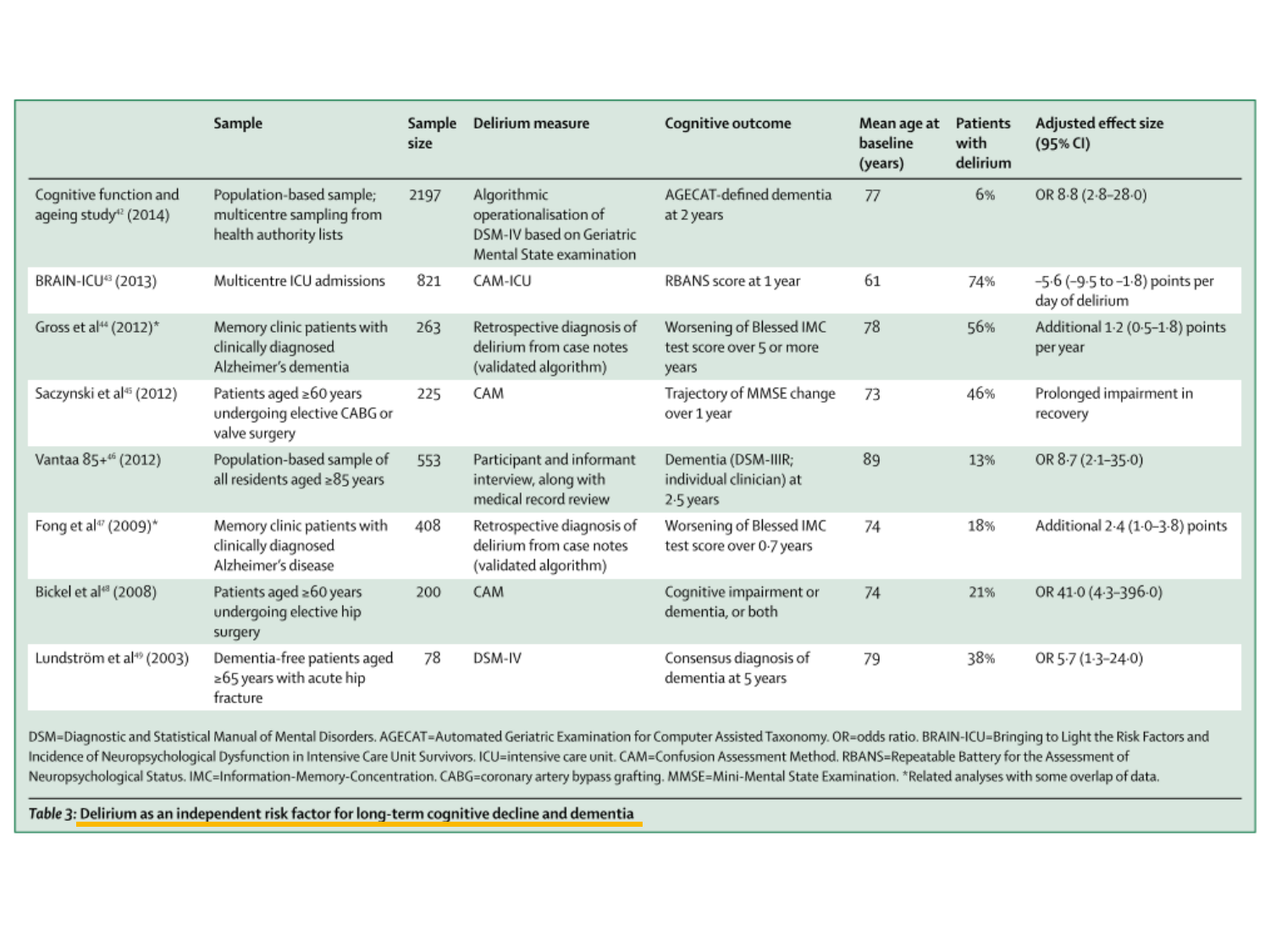| | Sample | Sample size | Delirium measure | Cognitive outcome | Mean age at baseline (years) | Patients with delirium | Adjusted effect size (95% CI) |
|---|---|---|---|---|---|---|---|
| Cognitive function and ageing study[42] (2014) | Population-based sample; multicentre sampling from health authority lists | 2197 | Algorithmic operationalisation of DSM-IV based on Geriatric Mental State examination | AGECAT-defined dementia at 2 years | 77 | 6% | OR 8·8 (2·8–28·0) |
| BRAIN-ICU[43] (2013) | Multicentre ICU admissions | 821 | CAM-ICU | RBANS score at 1 year | 61 | 74% | –5·6 (–9·5 to –1·8) points per day of delirium |
| Gross et al[44] (2012)* | Memory clinic patients with clinically diagnosed Alzheimer's dementia | 263 | Retrospective diagnosis of delirium from case notes (validated algorithm) | Worsening of Blessed IMC test score over 5 or more years | 78 | 56% | Additional 1·2 (0·5–1·8) points per year |
| Saczynski et al[45] (2012) | Patients aged ≥60 years undergoing elective CABG or valve surgery | 225 | CAM | Trajectory of MMSE change over 1 year | 73 | 46% | Prolonged impairment in recovery |
| Vantaa 85+[46] (2012) | Population-based sample of all residents aged ≥85 years | 553 | Participant and informant interview, along with medical record review | Dementia (DSM-IIIR; individual clinician) at 2·5 years | 89 | 13% | OR 8·7 (2·1–35·0) |
| Fong et al[47] (2009)* | Memory clinic patients with clinically diagnosed Alzheimer's disease | 408 | Retrospective diagnosis of delirium from case notes (validated algorithm) | Worsening of Blessed IMC test score over 0·7 years | 74 | 18% | Additional 2·4 (1·0–3·8) points |
| Bickel et al[48] (2008) | Patients aged ≥60 years undergoing elective hip surgery | 200 | CAM | Cognitive impairment or dementia, or both | 74 | 21% | OR 41·0 (4·3–396·0) |
| Lundström et al[49] (2003) | Dementia-free patients aged ≥65 years with acute hip fracture | 78 | DSM-IV | Consensus diagnosis of dementia at 5 years | 79 | 38% | OR 5·7 (1·3–24·0) |

DSM=Diagnostic and Statistical Manual of Mental Disorders. AGECAT=Automated Geriatric Examination for Computer Assisted Taxonomy. OR=odds ratio. BRAIN-ICU=Bringing to Light the Risk Factors and Incidence of Neuropsychological Dysfunction in Intensive Care Unit Survivors. ICU=intensive care unit. CAM=Confusion Assessment Method. RBANS=Repeatable Battery for the Assessment of Neuropsychological Status. IMC=Information-Memory-Concentration. CABG=coronary artery bypass grafting. MMSE=Mini-Mental State Examination. *Related analyses with some overlap of data.

*Table 3:* Delirium as an independent risk factor for long-term cognitive decline and dementia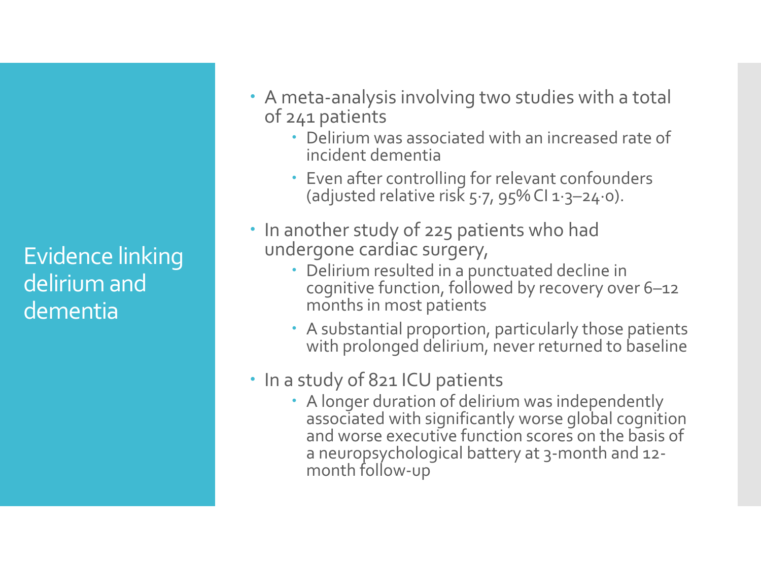# Evidence linking delirium and dementia

- A meta-analysis involving two studies with a total of 241 patients
  - Delirium was associated with an increased rate of incident dementia
  - Even after controlling for relevant confounders (adjusted relative risk 5·7, 95% CI 1·3–24·0).
- In another study of 225 patients who had undergone cardiac surgery,
  - Delirium resulted in a punctuated decline in cognitive function, followed by recovery over 6–12 months in most patients
  - A substantial proportion, particularly those patients with prolonged delirium, never returned to baseline
- In a study of 821 ICU patients
  - A longer duration of delirium was independently associated with significantly worse global cognition and worse executive function scores on the basis of a neuropsychological battery at 3-month and 12-month follow-up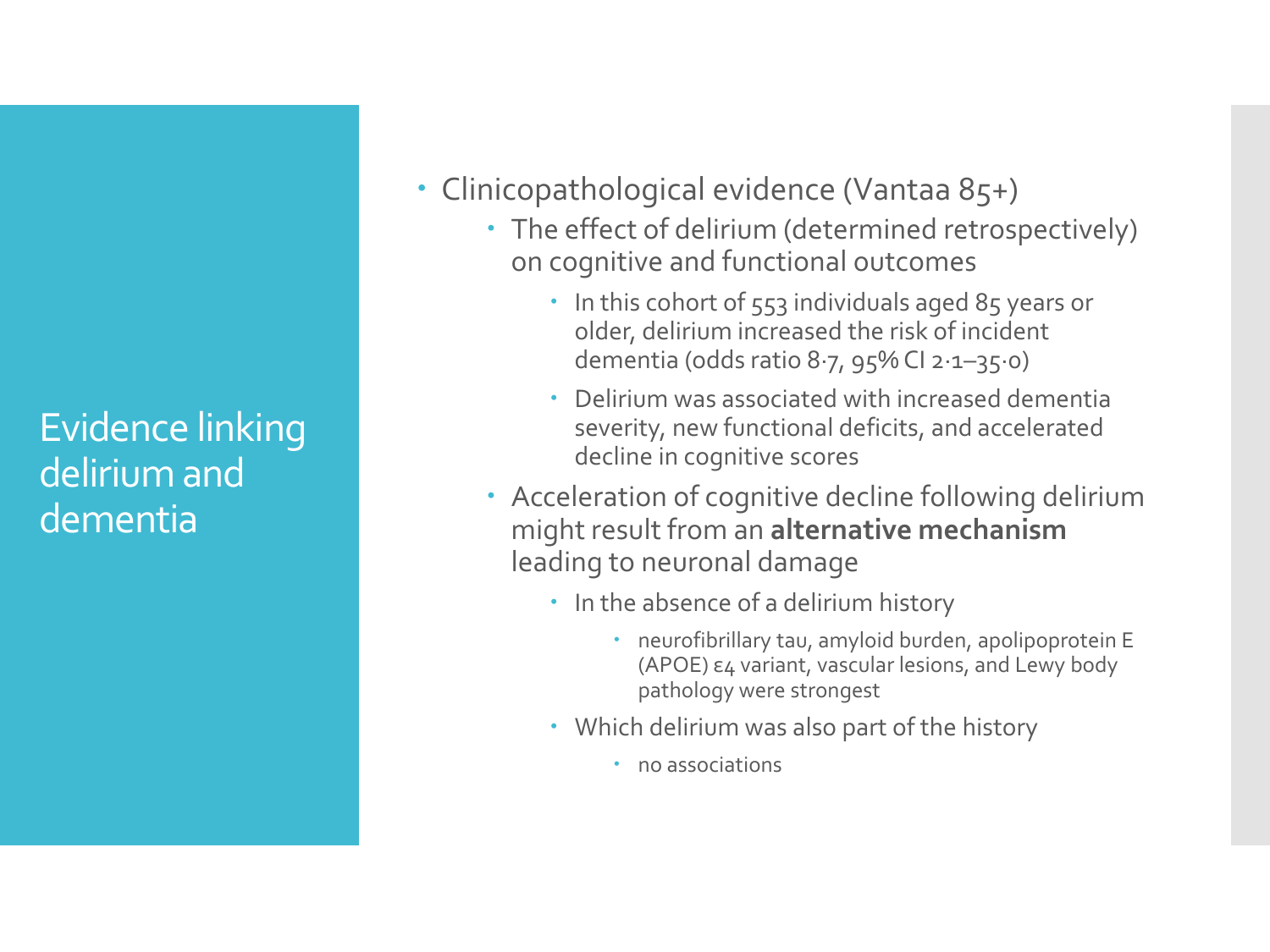# Evidence linking delirium and dementia

- Clinicopathological evidence (Vantaa 85+)
  - The effect of delirium (determined retrospectively) on cognitive and functional outcomes
    - In this cohort of 553 individuals aged 85 years or older, delirium increased the risk of incident dementia (odds ratio 8·7, 95% CI 2·1–35·0)
    - Delirium was associated with increased dementia severity, new functional deficits, and accelerated decline in cognitive scores
  - Acceleration of cognitive decline following delirium might result from an **alternative mechanism** leading to neuronal damage
    - In the absence of a delirium history
      - neurofibrillary tau, amyloid burden, apolipoprotein E (APOE) ε4 variant, vascular lesions, and Lewy body pathology were strongest
    - Which delirium was also part of the history
      - no associations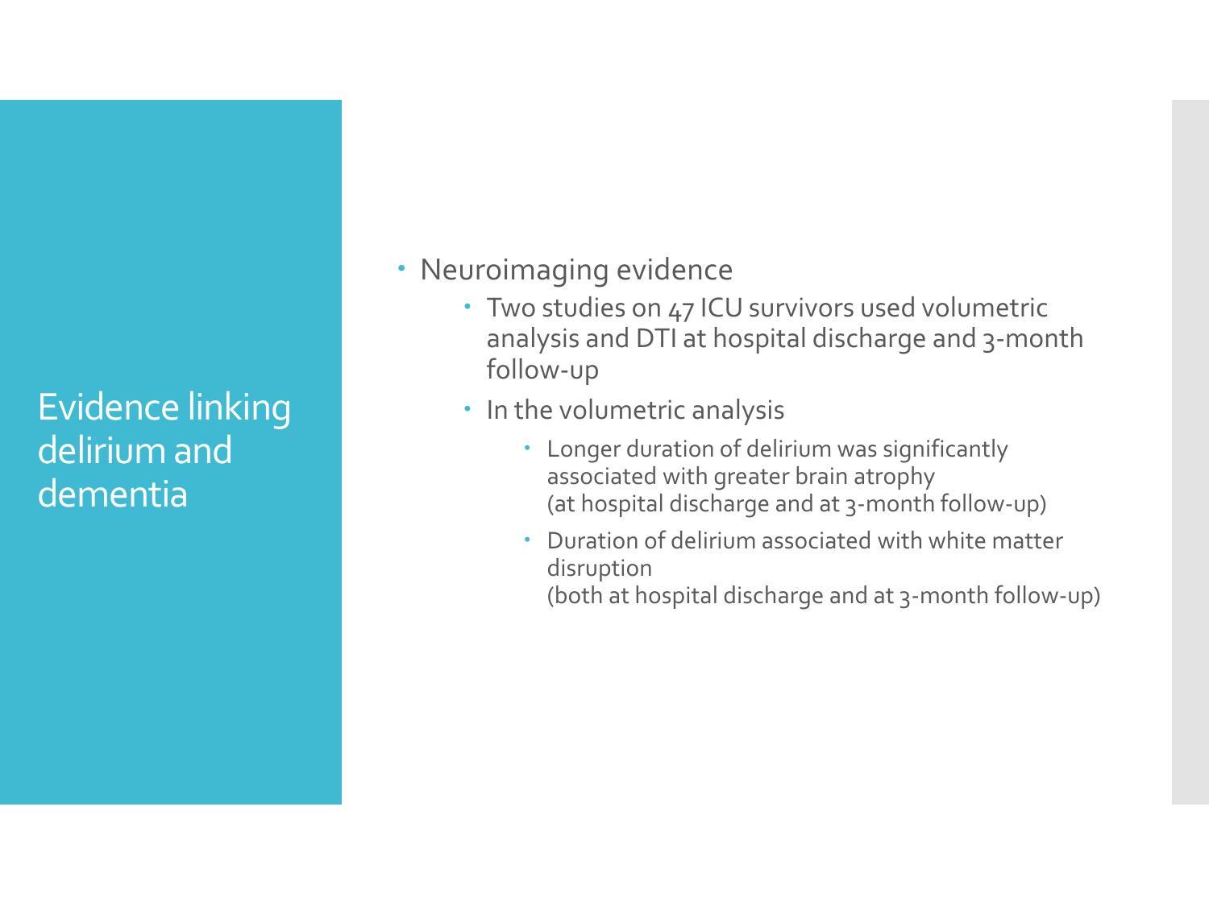# Evidence linking delirium and dementia

- Neuroimaging evidence
  - Two studies on 47 ICU survivors used volumetric analysis and DTI at hospital discharge and 3-month follow-up
  - In the volumetric analysis
    - Longer duration of delirium was significantly associated with greater brain atrophy (at hospital discharge and at 3-month follow-up)
    - Duration of delirium associated with white matter disruption (both at hospital discharge and at 3-month follow-up)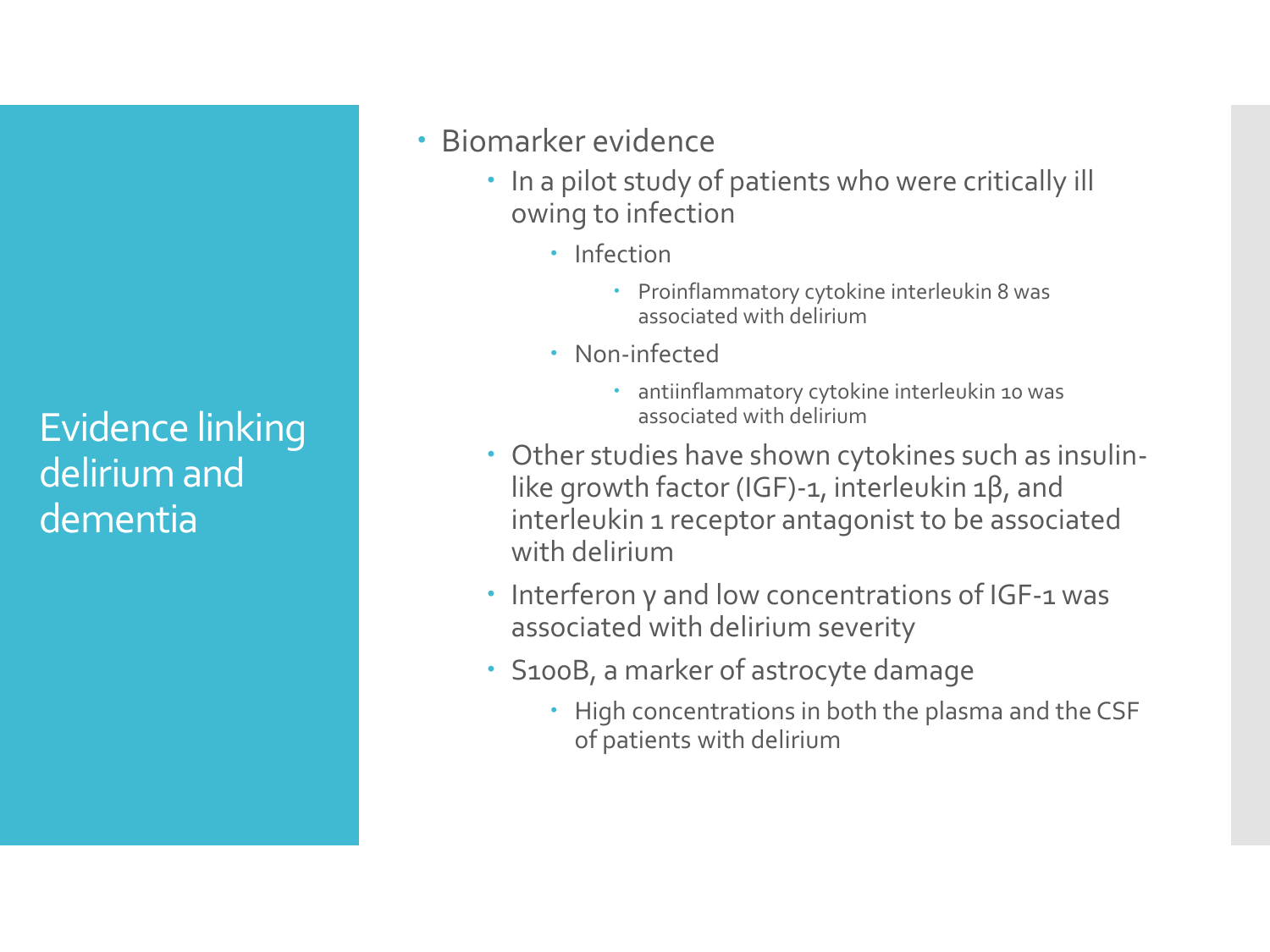# Evidence linking delirium and dementia

- Biomarker evidence
  - In a pilot study of patients who were critically ill owing to infection
    - Infection
      - Proinflammatory cytokine interleukin 8 was associated with delirium
    - Non-infected
      - antiinflammatory cytokine interleukin 10 was associated with delirium
  - Other studies have shown cytokines such as insulin-like growth factor (IGF)-1, interleukin 1β, and interleukin 1 receptor antagonist to be associated with delirium
  - Interferon γ and low concentrations of IGF-1 was associated with delirium severity
  - S100B, a marker of astrocyte damage
    - High concentrations in both the plasma and the CSF of patients with delirium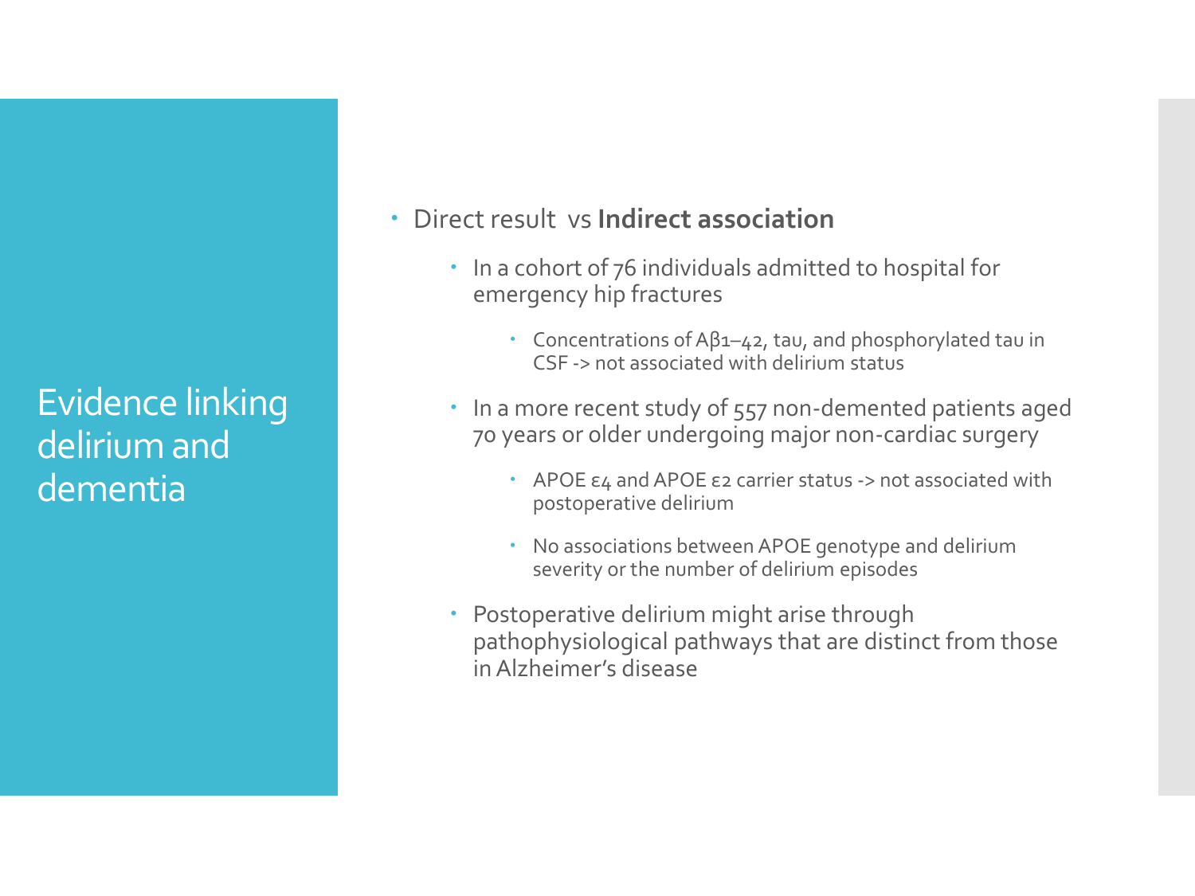# Evidence linking delirium and dementia

- Direct result vs **Indirect association**
  - In a cohort of 76 individuals admitted to hospital for emergency hip fractures
    - Concentrations of Aβ1–42, tau, and phosphorylated tau in CSF -> not associated with delirium status
  - In a more recent study of 557 non-demented patients aged 70 years or older undergoing major non-cardiac surgery
    - APOE ε4 and APOE ε2 carrier status -> not associated with postoperative delirium
    - No associations between APOE genotype and delirium severity or the number of delirium episodes
  - Postoperative delirium might arise through pathophysiological pathways that are distinct from those in Alzheimer's disease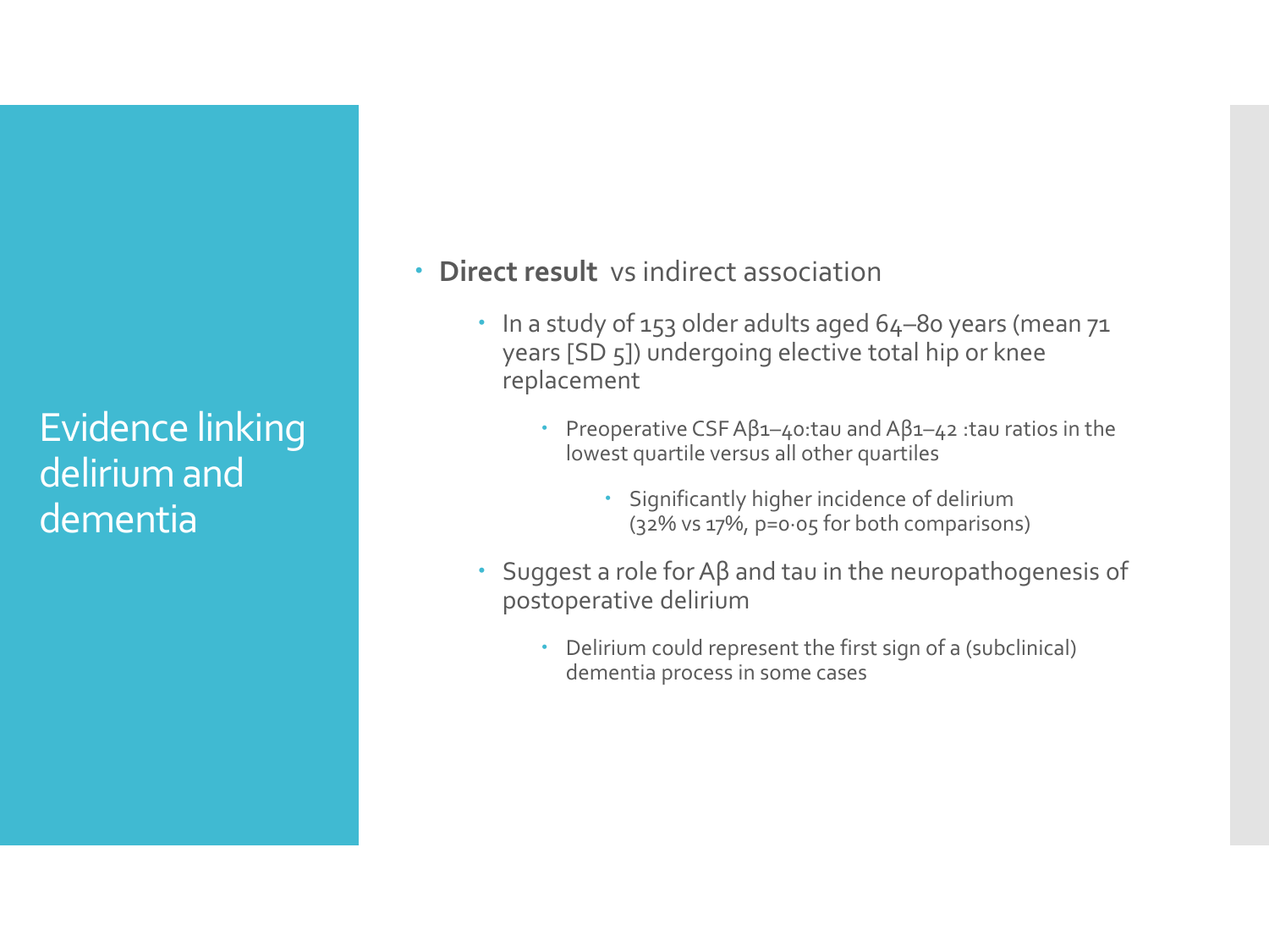# Evidence linking delirium and dementia

- **Direct result** vs indirect association
  - In a study of 153 older adults aged 64–80 years (mean 71 years [SD 5]) undergoing elective total hip or knee replacement
    - Preoperative CSF $A\beta_{1-40}$:tau and $A\beta_{1-42}$ :tau ratios in the lowest quartile versus all other quartiles
      - Significantly higher incidence of delirium (32% vs 17%, $p=0{\cdot}05$ for both comparisons)
  - Suggest a role for Aβ and tau in the neuropathogenesis of postoperative delirium
    - Delirium could represent the first sign of a (subclinical) dementia process in some cases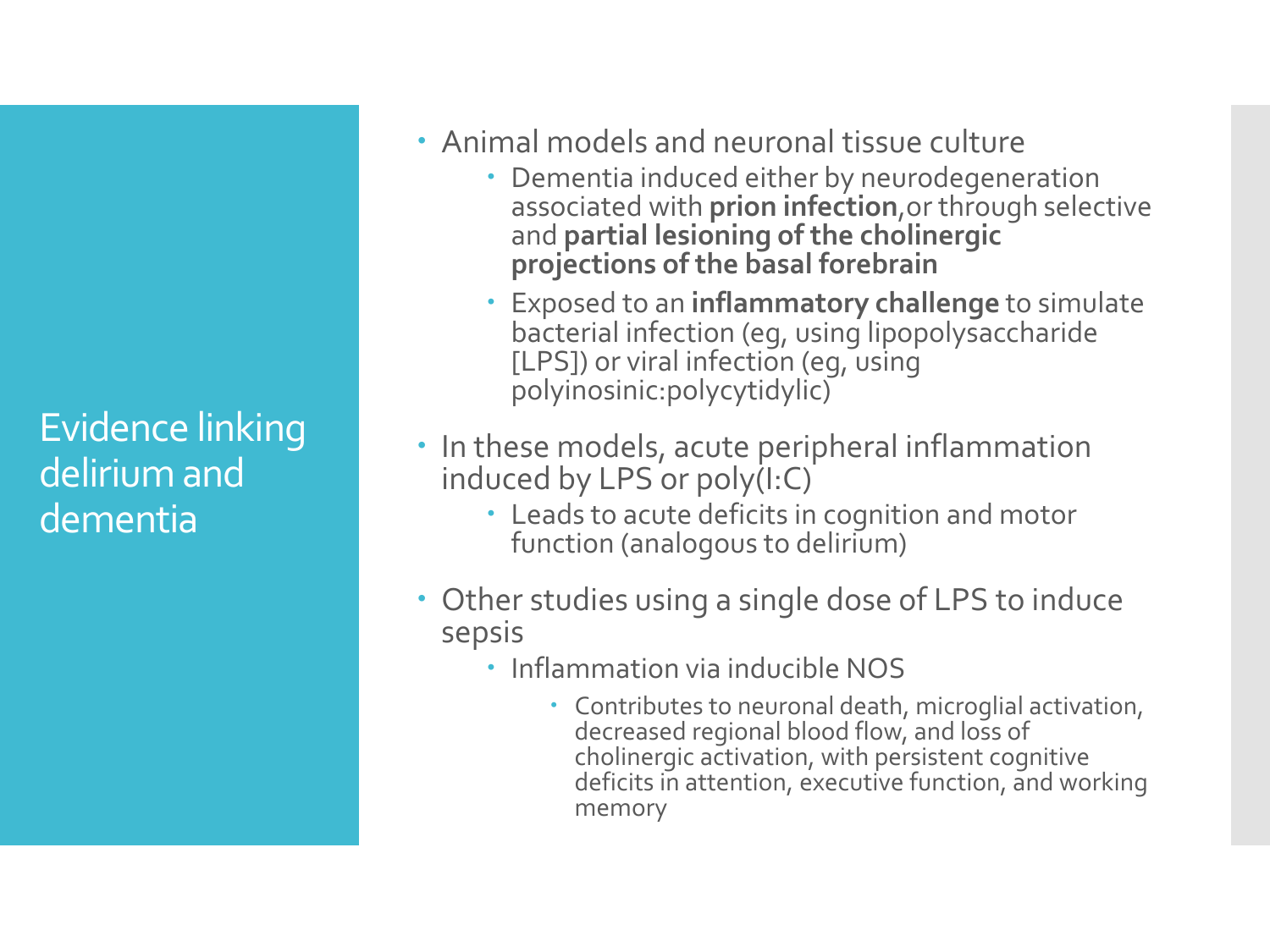# Evidence linking delirium and dementia

- Animal models and neuronal tissue culture
  - Dementia induced either by neurodegeneration associated with **prion infection**,or through selective and **partial lesioning of the cholinergic projections of the basal forebrain**
  - Exposed to an **inflammatory challenge** to simulate bacterial infection (eg, using lipopolysaccharide [LPS]) or viral infection (eg, using polyinosinic:polycytidylic)
- In these models, acute peripheral inflammation induced by LPS or poly(I:C)
  - Leads to acute deficits in cognition and motor function (analogous to delirium)
- Other studies using a single dose of LPS to induce sepsis
  - Inflammation via inducible NOS
    - Contributes to neuronal death, microglial activation, decreased regional blood flow, and loss of cholinergic activation, with persistent cognitive deficits in attention, executive function, and working memory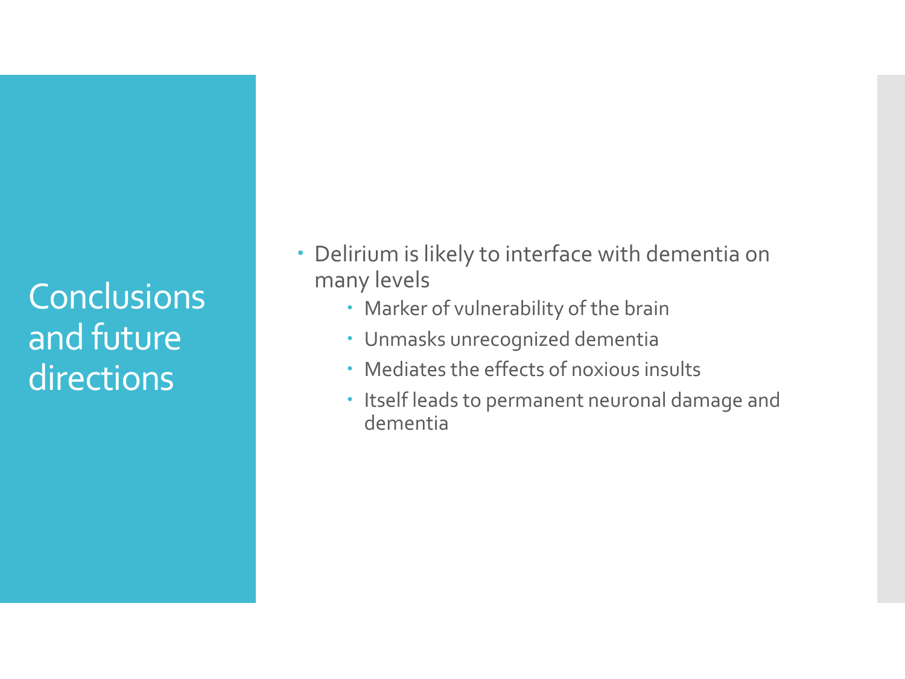# Conclusions and future directions

- Delirium is likely to interface with dementia on many levels
  - Marker of vulnerability of the brain
  - Unmasks unrecognized dementia
  - Mediates the effects of noxious insults
  - Itself leads to permanent neuronal damage and dementia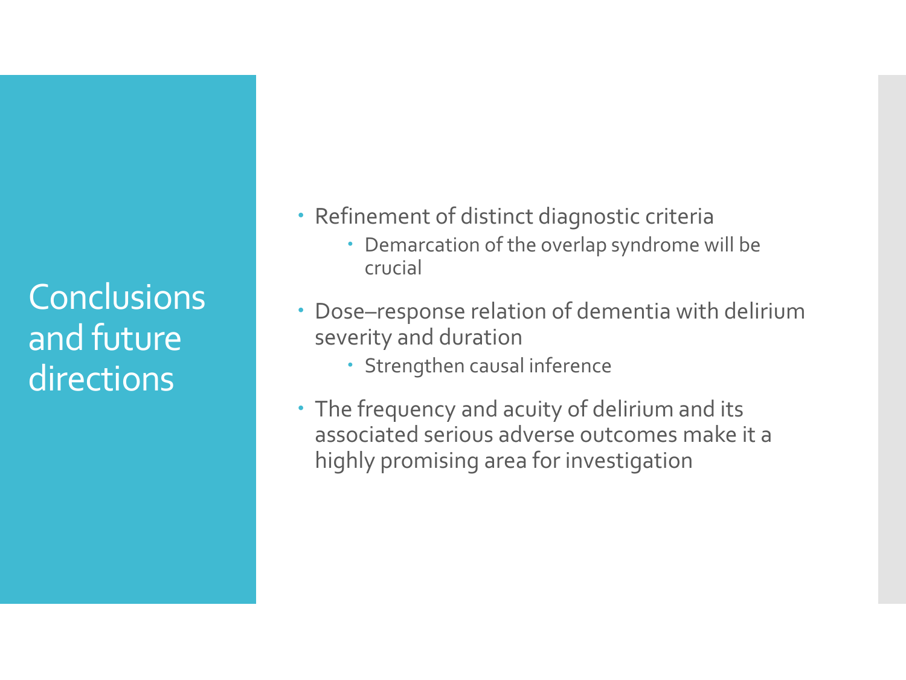# Conclusions and future directions

- Refinement of distinct diagnostic criteria
  - Demarcation of the overlap syndrome will be crucial
- Dose–response relation of dementia with delirium severity and duration
  - Strengthen causal inference
- The frequency and acuity of delirium and its associated serious adverse outcomes make it a highly promising area for investigation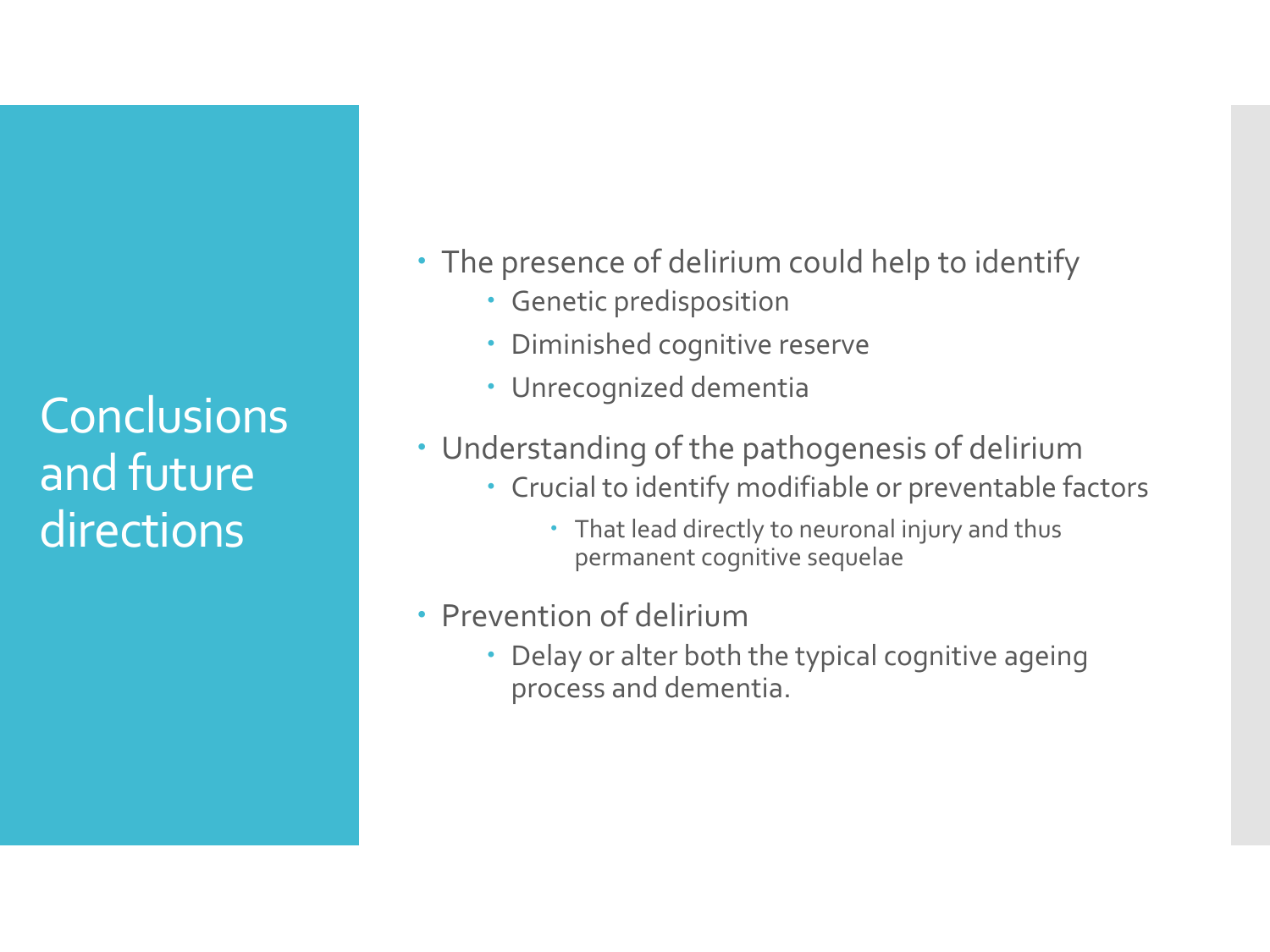# Conclusions and future directions

- The presence of delirium could help to identify
  - Genetic predisposition
  - Diminished cognitive reserve
  - Unrecognized dementia
- Understanding of the pathogenesis of delirium
  - Crucial to identify modifiable or preventable factors
    - That lead directly to neuronal injury and thus permanent cognitive sequelae
- Prevention of delirium
  - Delay or alter both the typical cognitive ageing process and dementia.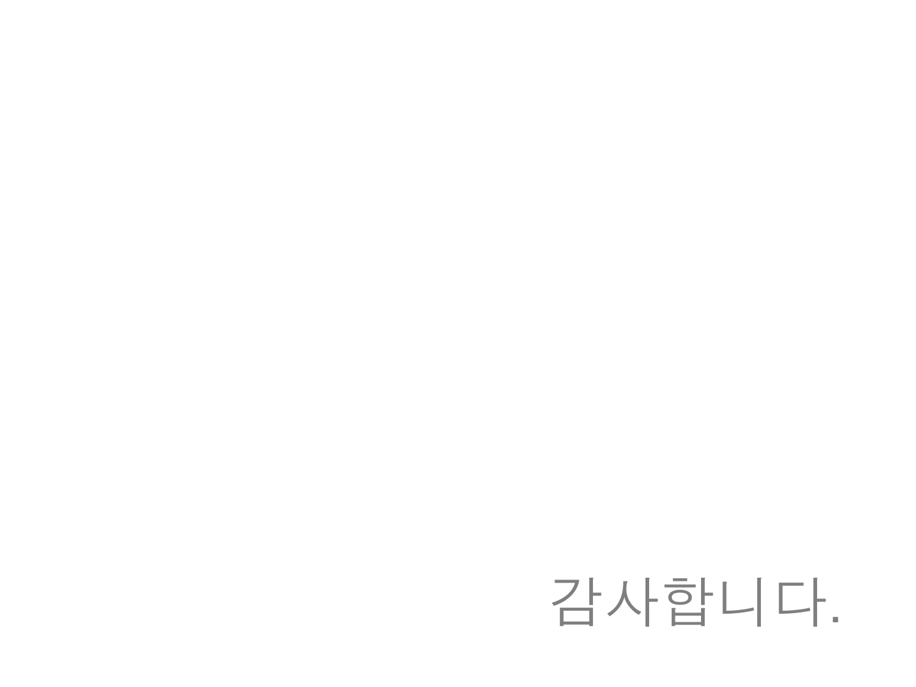감사합니다.